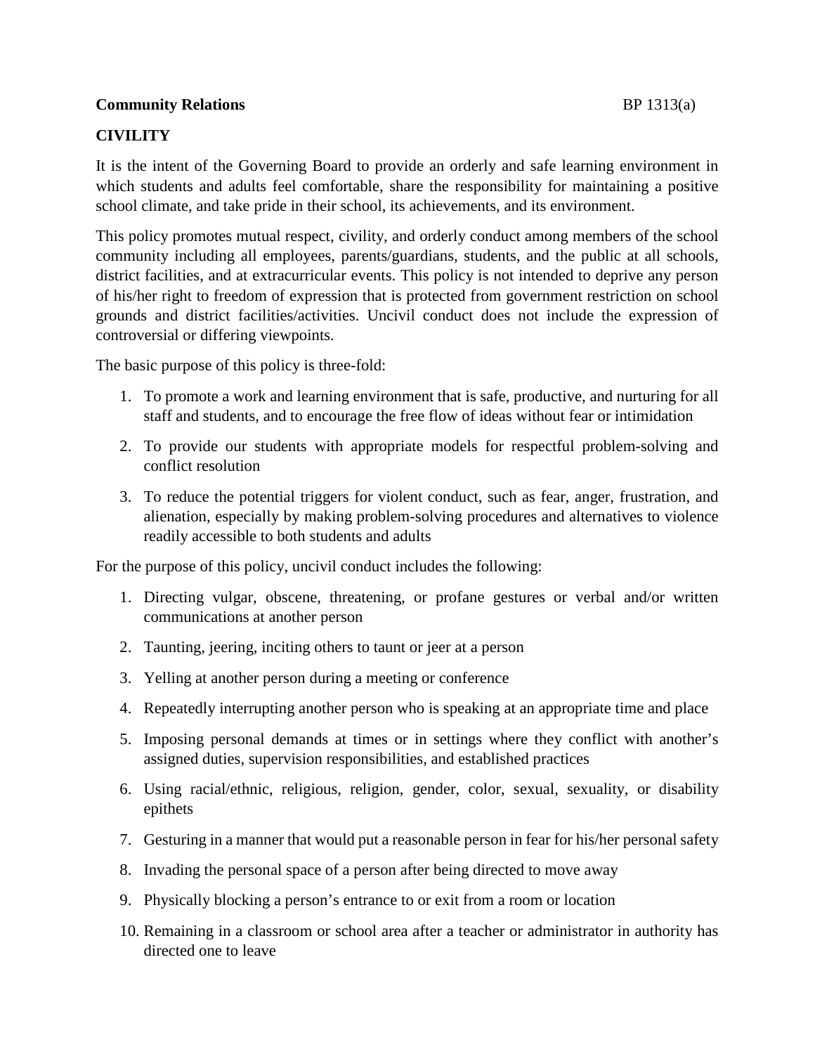**Community Relations** BP 1313(a)

## CIVILITY

It is the intent of the Governing Board to provide an orderly and safe learning environment in which students and adults feel comfortable, share the responsibility for maintaining a positive school climate, and take pride in their school, its achievements, and its environment.

This policy promotes mutual respect, civility, and orderly conduct among members of the school community including all employees, parents/guardians, students, and the public at all schools, district facilities, and at extracurricular events. This policy is not intended to deprive any person of his/her right to freedom of expression that is protected from government restriction on school grounds and district facilities/activities. Uncivil conduct does not include the expression of controversial or differing viewpoints.

The basic purpose of this policy is three-fold:

1. To promote a work and learning environment that is safe, productive, and nurturing for all staff and students, and to encourage the free flow of ideas without fear or intimidation
2. To provide our students with appropriate models for respectful problem-solving and conflict resolution
3. To reduce the potential triggers for violent conduct, such as fear, anger, frustration, and alienation, especially by making problem-solving procedures and alternatives to violence readily accessible to both students and adults

For the purpose of this policy, uncivil conduct includes the following:

1. Directing vulgar, obscene, threatening, or profane gestures or verbal and/or written communications at another person
2. Taunting, jeering, inciting others to taunt or jeer at a person
3. Yelling at another person during a meeting or conference
4. Repeatedly interrupting another person who is speaking at an appropriate time and place
5. Imposing personal demands at times or in settings where they conflict with another's assigned duties, supervision responsibilities, and established practices
6. Using racial/ethnic, religious, religion, gender, color, sexual, sexuality, or disability epithets
7. Gesturing in a manner that would put a reasonable person in fear for his/her personal safety
8. Invading the personal space of a person after being directed to move away
9. Physically blocking a person's entrance to or exit from a room or location
10. Remaining in a classroom or school area after a teacher or administrator in authority has directed one to leave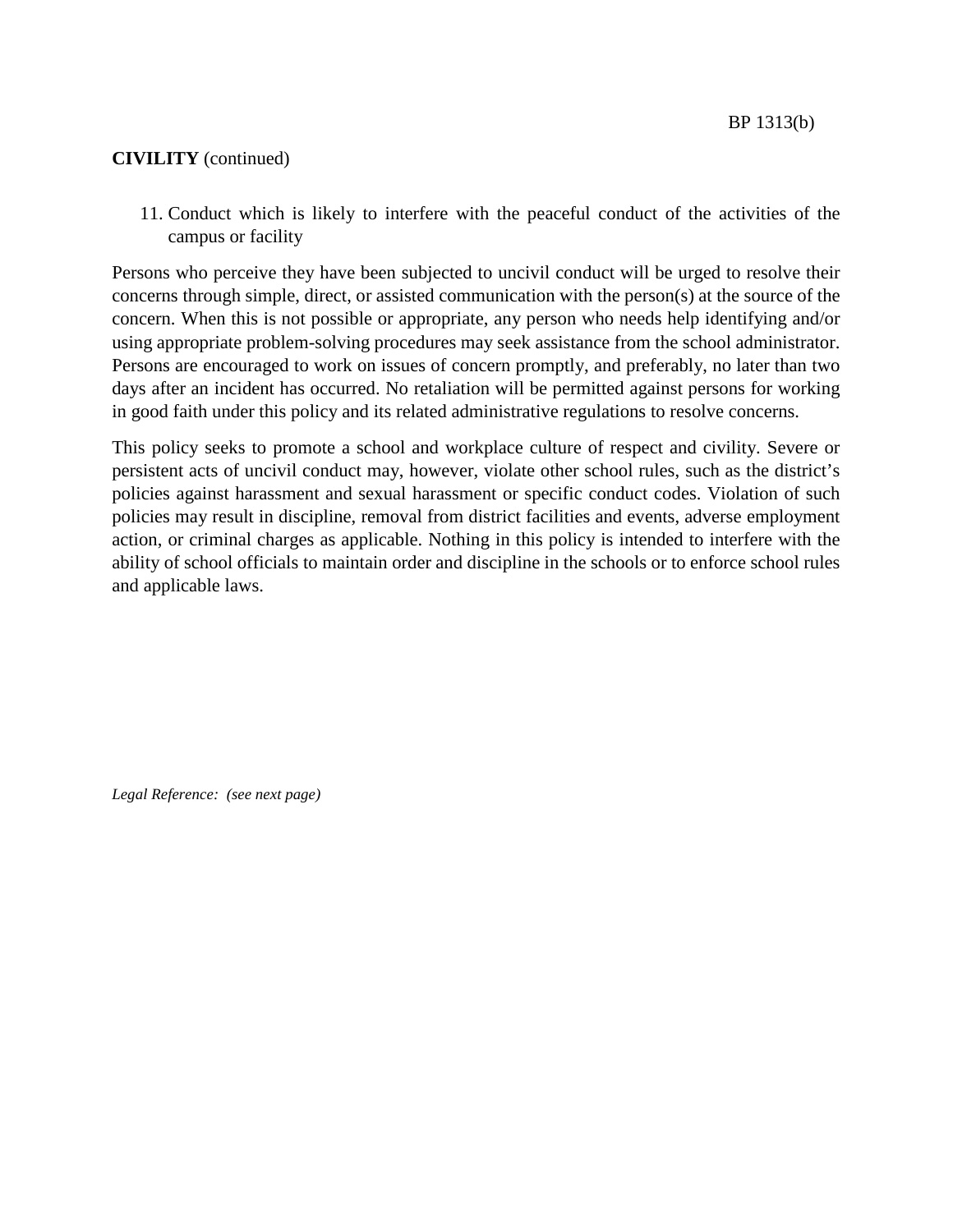**CIVILITY** (continued)

11. Conduct which is likely to interfere with the peaceful conduct of the activities of the campus or facility

Persons who perceive they have been subjected to uncivil conduct will be urged to resolve their concerns through simple, direct, or assisted communication with the person(s) at the source of the concern. When this is not possible or appropriate, any person who needs help identifying and/or using appropriate problem-solving procedures may seek assistance from the school administrator. Persons are encouraged to work on issues of concern promptly, and preferably, no later than two days after an incident has occurred. No retaliation will be permitted against persons for working in good faith under this policy and its related administrative regulations to resolve concerns.

This policy seeks to promote a school and workplace culture of respect and civility. Severe or persistent acts of uncivil conduct may, however, violate other school rules, such as the district's policies against harassment and sexual harassment or specific conduct codes. Violation of such policies may result in discipline, removal from district facilities and events, adverse employment action, or criminal charges as applicable. Nothing in this policy is intended to interfere with the ability of school officials to maintain order and discipline in the schools or to enforce school rules and applicable laws.

*Legal Reference: (see next page)*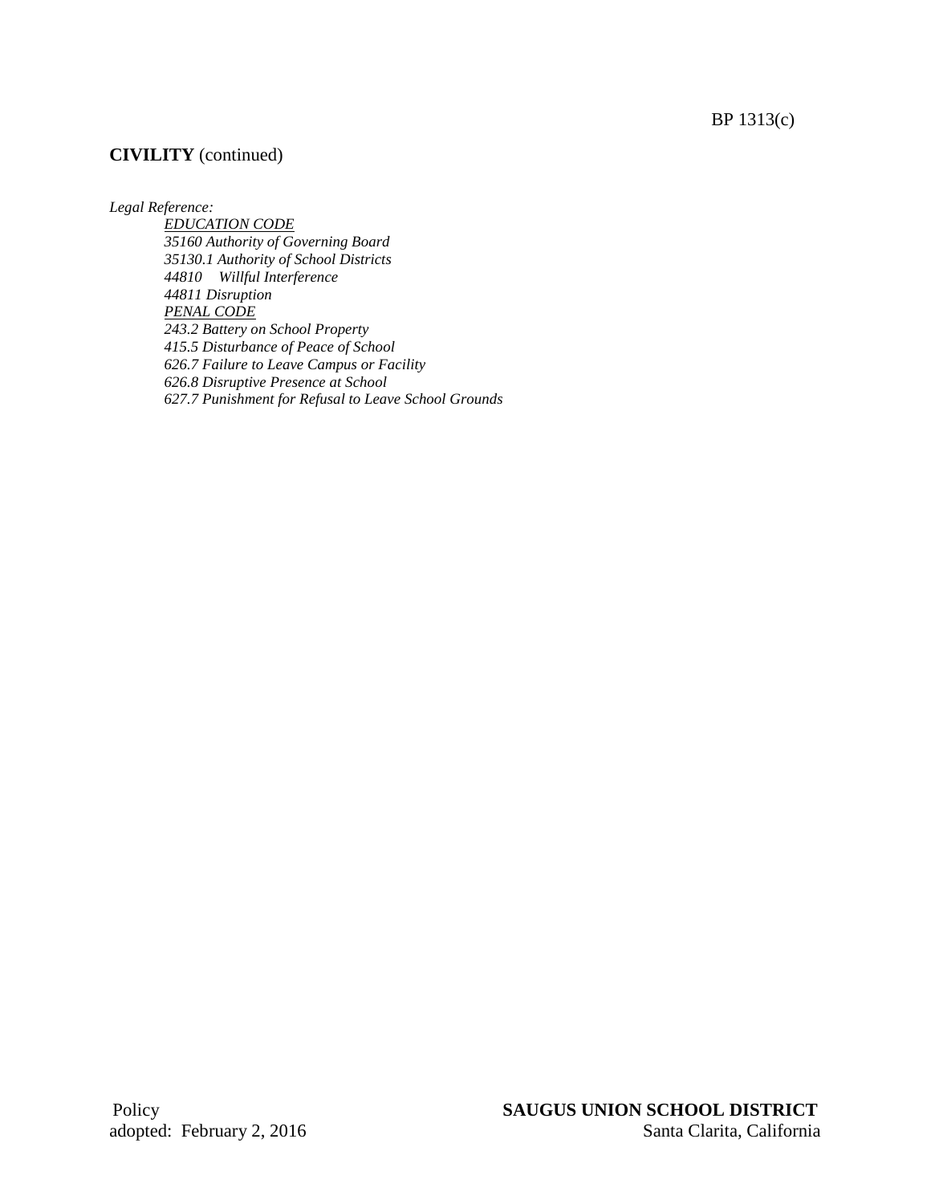**CIVILITY** (continued)

*Legal Reference:*

*EDUCATION CODE*

*35160 Authority of Governing Board*

*35130.1 Authority of School Districts*

*44810 Willful Interference*

*44811 Disruption*

*PENAL CODE*

*243.2 Battery on School Property*

*415.5 Disturbance of Peace of School*

*626.7 Failure to Leave Campus or Facility*

*626.8 Disruptive Presence at School*

*627.7 Punishment for Refusal to Leave School Grounds*

Policy
adopted: February 2, 2016

**SAUGUS UNION SCHOOL DISTRICT**
Santa Clarita, California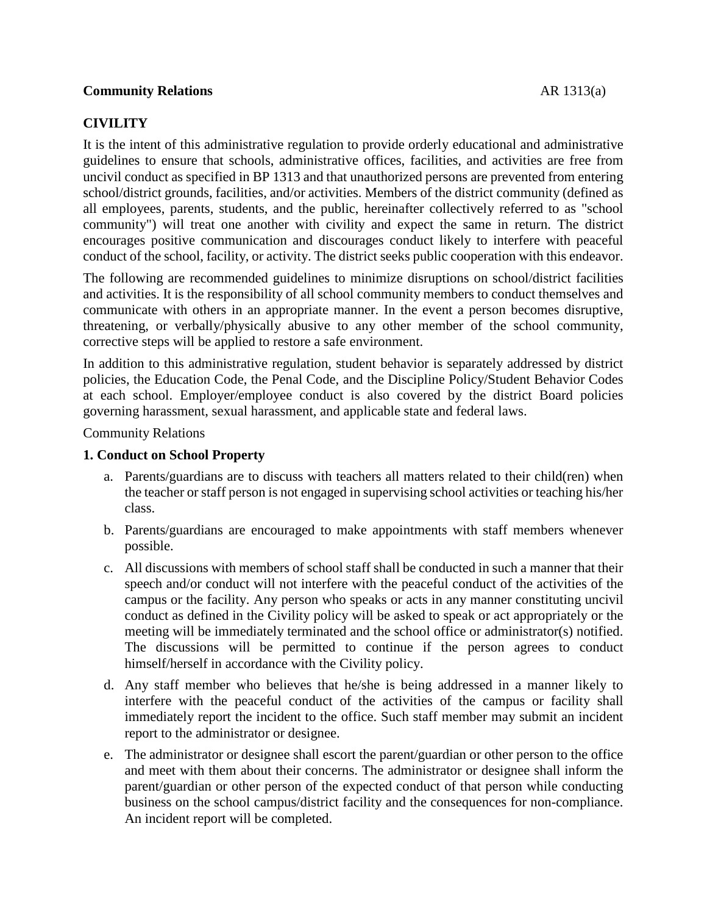**Community Relations** AR 1313(a)

## CIVILITY

It is the intent of this administrative regulation to provide orderly educational and administrative guidelines to ensure that schools, administrative offices, facilities, and activities are free from uncivil conduct as specified in BP 1313 and that unauthorized persons are prevented from entering school/district grounds, facilities, and/or activities. Members of the district community (defined as all employees, parents, students, and the public, hereinafter collectively referred to as "school community") will treat one another with civility and expect the same in return. The district encourages positive communication and discourages conduct likely to interfere with peaceful conduct of the school, facility, or activity. The district seeks public cooperation with this endeavor.

The following are recommended guidelines to minimize disruptions on school/district facilities and activities. It is the responsibility of all school community members to conduct themselves and communicate with others in an appropriate manner. In the event a person becomes disruptive, threatening, or verbally/physically abusive to any other member of the school community, corrective steps will be applied to restore a safe environment.

In addition to this administrative regulation, student behavior is separately addressed by district policies, the Education Code, the Penal Code, and the Discipline Policy/Student Behavior Codes at each school. Employer/employee conduct is also covered by the district Board policies governing harassment, sexual harassment, and applicable state and federal laws.

Community Relations

### 1. Conduct on School Property

a. Parents/guardians are to discuss with teachers all matters related to their child(ren) when the teacher or staff person is not engaged in supervising school activities or teaching his/her class.

b. Parents/guardians are encouraged to make appointments with staff members whenever possible.

c. All discussions with members of school staff shall be conducted in such a manner that their speech and/or conduct will not interfere with the peaceful conduct of the activities of the campus or the facility. Any person who speaks or acts in any manner constituting uncivil conduct as defined in the Civility policy will be asked to speak or act appropriately or the meeting will be immediately terminated and the school office or administrator(s) notified. The discussions will be permitted to continue if the person agrees to conduct himself/herself in accordance with the Civility policy.

d. Any staff member who believes that he/she is being addressed in a manner likely to interfere with the peaceful conduct of the activities of the campus or facility shall immediately report the incident to the office. Such staff member may submit an incident report to the administrator or designee.

e. The administrator or designee shall escort the parent/guardian or other person to the office and meet with them about their concerns. The administrator or designee shall inform the parent/guardian or other person of the expected conduct of that person while conducting business on the school campus/district facility and the consequences for non-compliance. An incident report will be completed.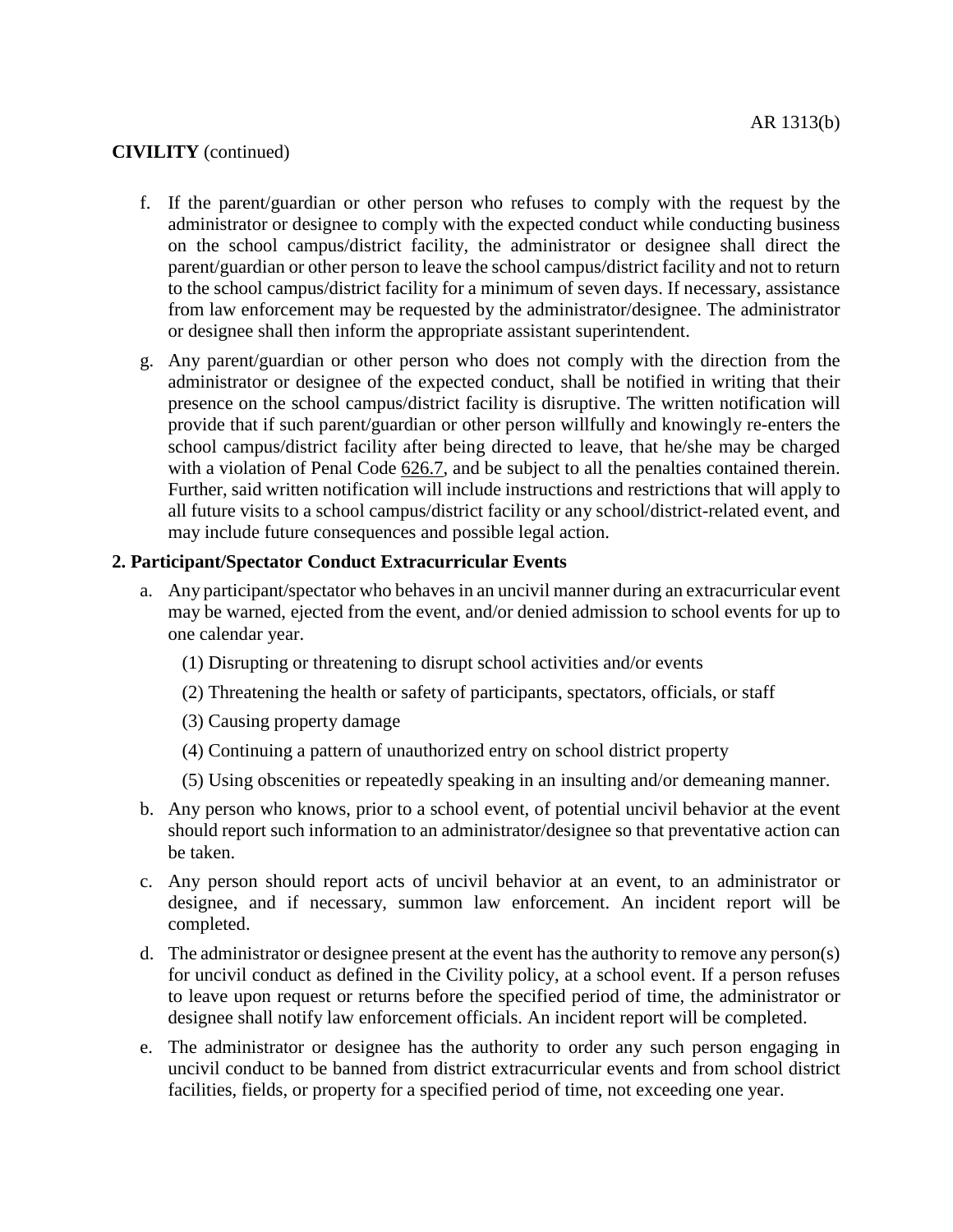**CIVILITY** (continued)

f. If the parent/guardian or other person who refuses to comply with the request by the administrator or designee to comply with the expected conduct while conducting business on the school campus/district facility, the administrator or designee shall direct the parent/guardian or other person to leave the school campus/district facility and not to return to the school campus/district facility for a minimum of seven days. If necessary, assistance from law enforcement may be requested by the administrator/designee. The administrator or designee shall then inform the appropriate assistant superintendent.

g. Any parent/guardian or other person who does not comply with the direction from the administrator or designee of the expected conduct, shall be notified in writing that their presence on the school campus/district facility is disruptive. The written notification will provide that if such parent/guardian or other person willfully and knowingly re-enters the school campus/district facility after being directed to leave, that he/she may be charged with a violation of Penal Code 626.7, and be subject to all the penalties contained therein. Further, said written notification will include instructions and restrictions that will apply to all future visits to a school campus/district facility or any school/district-related event, and may include future consequences and possible legal action.

**2. Participant/Spectator Conduct Extracurricular Events**

a. Any participant/spectator who behaves in an uncivil manner during an extracurricular event may be warned, ejected from the event, and/or denied admission to school events for up to one calendar year.

   (1) Disrupting or threatening to disrupt school activities and/or events

   (2) Threatening the health or safety of participants, spectators, officials, or staff

   (3) Causing property damage

   (4) Continuing a pattern of unauthorized entry on school district property

   (5) Using obscenities or repeatedly speaking in an insulting and/or demeaning manner.

b. Any person who knows, prior to a school event, of potential uncivil behavior at the event should report such information to an administrator/designee so that preventative action can be taken.

c. Any person should report acts of uncivil behavior at an event, to an administrator or designee, and if necessary, summon law enforcement. An incident report will be completed.

d. The administrator or designee present at the event has the authority to remove any person(s) for uncivil conduct as defined in the Civility policy, at a school event. If a person refuses to leave upon request or returns before the specified period of time, the administrator or designee shall notify law enforcement officials. An incident report will be completed.

e. The administrator or designee has the authority to order any such person engaging in uncivil conduct to be banned from district extracurricular events and from school district facilities, fields, or property for a specified period of time, not exceeding one year.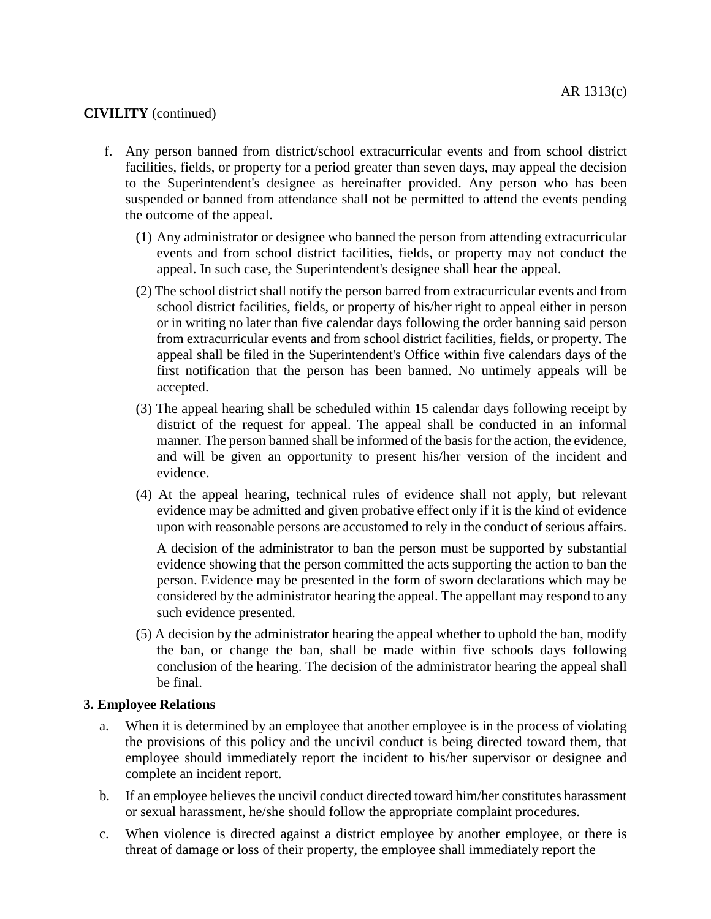**CIVILITY** (continued)

f. Any person banned from district/school extracurricular events and from school district facilities, fields, or property for a period greater than seven days, may appeal the decision to the Superintendent's designee as hereinafter provided. Any person who has been suspended or banned from attendance shall not be permitted to attend the events pending the outcome of the appeal.

   (1) Any administrator or designee who banned the person from attending extracurricular events and from school district facilities, fields, or property may not conduct the appeal. In such case, the Superintendent's designee shall hear the appeal.

   (2) The school district shall notify the person barred from extracurricular events and from school district facilities, fields, or property of his/her right to appeal either in person or in writing no later than five calendar days following the order banning said person from extracurricular events and from school district facilities, fields, or property. The appeal shall be filed in the Superintendent's Office within five calendars days of the first notification that the person has been banned. No untimely appeals will be accepted.

   (3) The appeal hearing shall be scheduled within 15 calendar days following receipt by district of the request for appeal. The appeal shall be conducted in an informal manner. The person banned shall be informed of the basis for the action, the evidence, and will be given an opportunity to present his/her version of the incident and evidence.

   (4) At the appeal hearing, technical rules of evidence shall not apply, but relevant evidence may be admitted and given probative effect only if it is the kind of evidence upon with reasonable persons are accustomed to rely in the conduct of serious affairs.

   A decision of the administrator to ban the person must be supported by substantial evidence showing that the person committed the acts supporting the action to ban the person. Evidence may be presented in the form of sworn declarations which may be considered by the administrator hearing the appeal. The appellant may respond to any such evidence presented.

   (5) A decision by the administrator hearing the appeal whether to uphold the ban, modify the ban, or change the ban, shall be made within five schools days following conclusion of the hearing. The decision of the administrator hearing the appeal shall be final.

**3. Employee Relations**

a. When it is determined by an employee that another employee is in the process of violating the provisions of this policy and the uncivil conduct is being directed toward them, that employee should immediately report the incident to his/her supervisor or designee and complete an incident report.

b. If an employee believes the uncivil conduct directed toward him/her constitutes harassment or sexual harassment, he/she should follow the appropriate complaint procedures.

c. When violence is directed against a district employee by another employee, or there is threat of damage or loss of their property, the employee shall immediately report the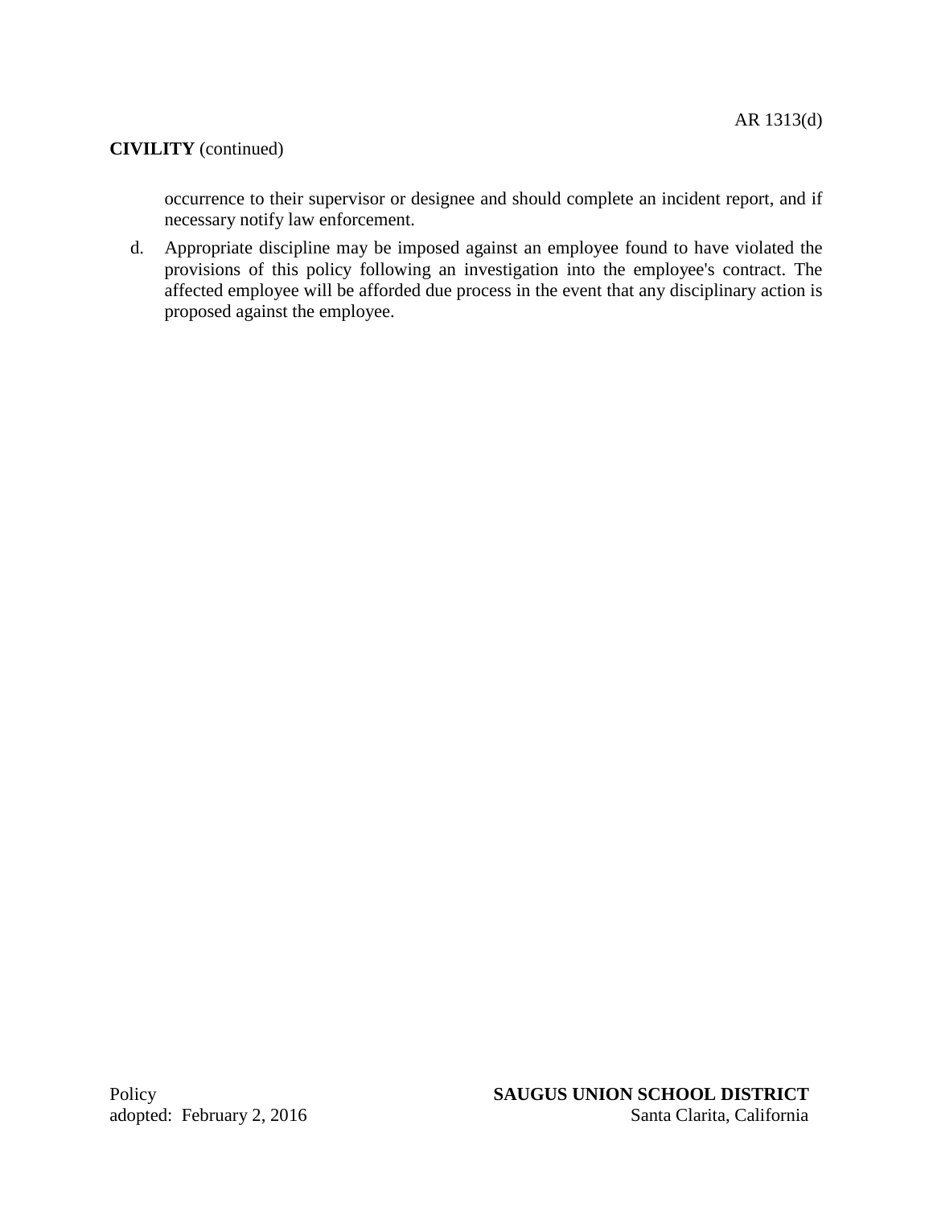occurrence to their supervisor or designee and should complete an incident report, and if necessary notify law enforcement.

d. Appropriate discipline may be imposed against an employee found to have violated the provisions of this policy following an investigation into the employee's contract. The affected employee will be afforded due process in the event that any disciplinary action is proposed against the employee.

Policy
adopted: February 2, 2016

**SAUGUS UNION SCHOOL DISTRICT**
Santa Clarita, California